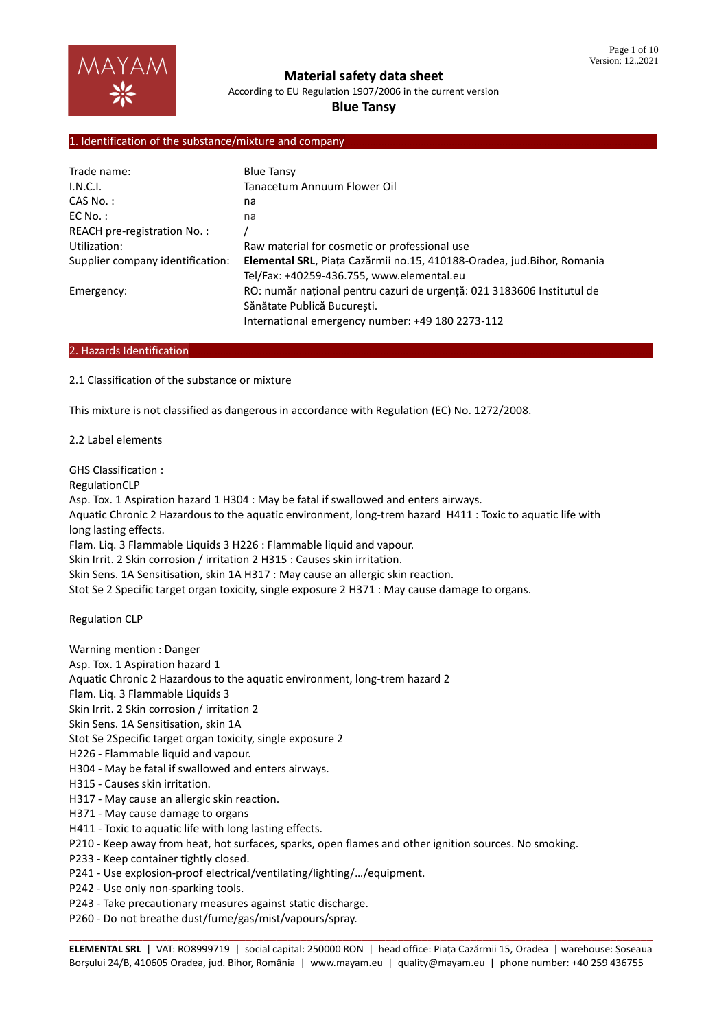# Material safety data sheet

According to EU Regulation 1907/2006 in the current version

**Blue Tansy**

## 1. Identification of the substance/mixture and company

| | |
|---|---|
| Trade name: | Blue Tansy |
| I.N.C.I. | Tanacetum Annuum Flower Oil |
| CAS No. : | na |
| EC No. : | na |
| REACH pre-registration No. : | / |
| Utilization: | Raw material for cosmetic or professional use |
| Supplier company identification: | **Elemental SRL**, Piața Cazărmii no.15, 410188-Oradea, jud.Bihor, Romania Tel/Fax: +40259-436.755, www.elemental.eu |
| Emergency: | RO: număr național pentru cazuri de urgență: 021 3183606 Institutul de Sănătate Publică București. International emergency number: +49 180 2273-112 |

## 2. Hazards Identification

2.1 Classification of the substance or mixture

This mixture is not classified as dangerous in accordance with Regulation (EC) No. 1272/2008.

2.2 Label elements

GHS Classification :
RegulationCLP
Asp. Tox. 1 Aspiration hazard 1 H304 : May be fatal if swallowed and enters airways.
Aquatic Chronic 2 Hazardous to the aquatic environment, long-trem hazard H411 : Toxic to aquatic life with long lasting effects.
Flam. Liq. 3 Flammable Liquids 3 H226 : Flammable liquid and vapour.
Skin Irrit. 2 Skin corrosion / irritation 2 H315 : Causes skin irritation.
Skin Sens. 1A Sensitisation, skin 1A H317 : May cause an allergic skin reaction.
Stot Se 2 Specific target organ toxicity, single exposure 2 H371 : May cause damage to organs.

Regulation CLP

Warning mention : Danger
Asp. Tox. 1 Aspiration hazard 1
Aquatic Chronic 2 Hazardous to the aquatic environment, long-trem hazard 2
Flam. Liq. 3 Flammable Liquids 3
Skin Irrit. 2 Skin corrosion / irritation 2
Skin Sens. 1A Sensitisation, skin 1A
Stot Se 2Specific target organ toxicity, single exposure 2
H226 - Flammable liquid and vapour.
H304 - May be fatal if swallowed and enters airways.
H315 - Causes skin irritation.
H317 - May cause an allergic skin reaction.
H371 - May cause damage to organs
H411 - Toxic to aquatic life with long lasting effects.
P210 - Keep away from heat, hot surfaces, sparks, open flames and other ignition sources. No smoking.
P233 - Keep container tightly closed.
P241 - Use explosion-proof electrical/ventilating/lighting/…/equipment.
P242 - Use only non-sparking tools.
P243 - Take precautionary measures against static discharge.
P260 - Do not breathe dust/fume/gas/mist/vapours/spray.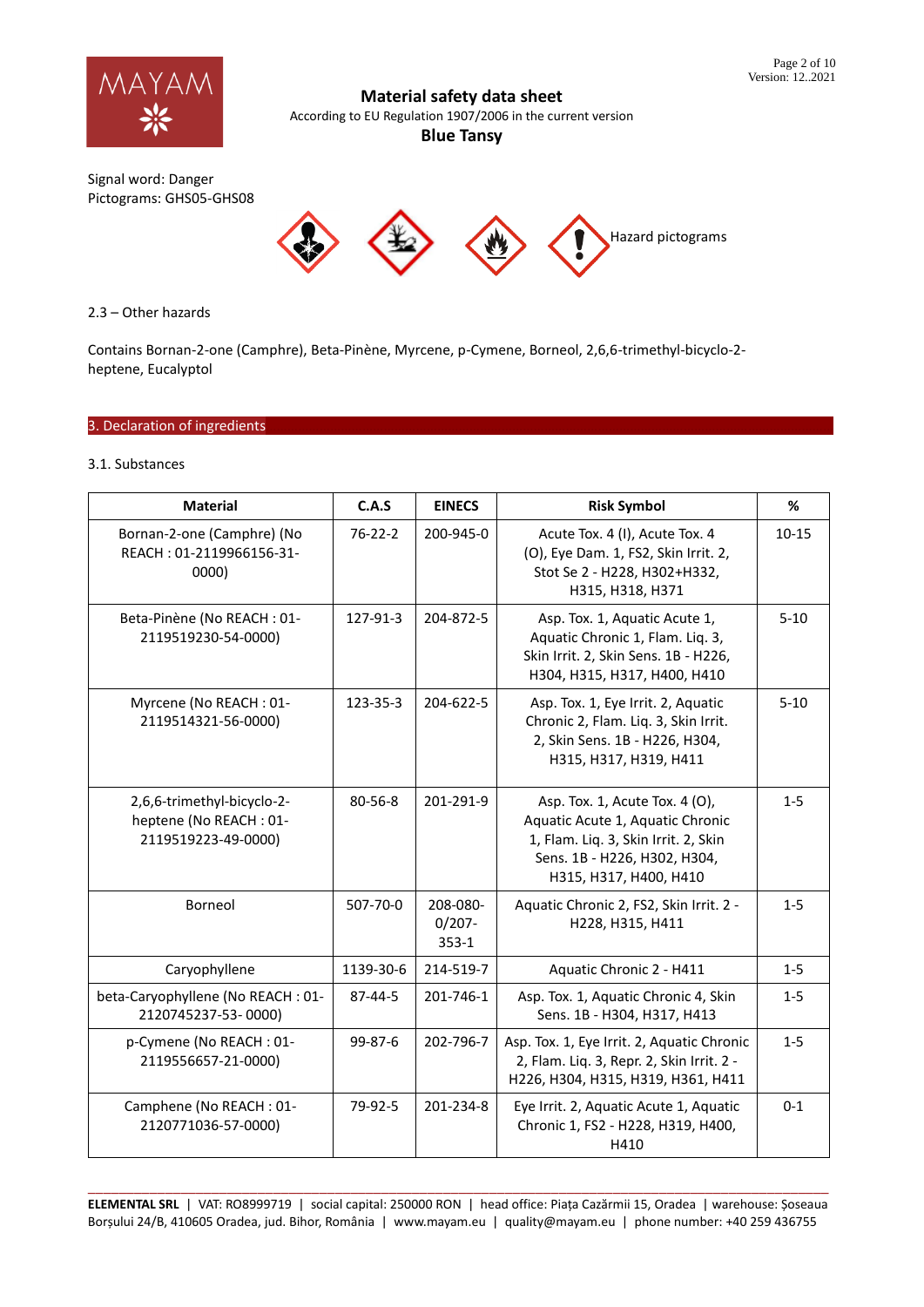Signal word: Danger
Pictograms: GHS05-GHS08

Hazard pictograms

2.3 – Other hazards

Contains Bornan-2-one (Camphre), Beta-Pinène, Myrcene, p-Cymene, Borneol, 2,6,6-trimethyl-bicyclo-2-heptene, Eucalyptol

## 3. Declaration of ingredients

3.1. Substances

| Material | C.A.S | EINECS | Risk Symbol | % |
|---|---|---|---|---|
| Bornan-2-one (Camphre) (No REACH : 01-2119966156-31-0000) | 76-22-2 | 200-945-0 | Acute Tox. 4 (I), Acute Tox. 4 (O), Eye Dam. 1, FS2, Skin Irrit. 2, Stot Se 2 - H228, H302+H332, H315, H318, H371 | 10-15 |
| Beta-Pinène (No REACH : 01-2119519230-54-0000) | 127-91-3 | 204-872-5 | Asp. Tox. 1, Aquatic Acute 1, Aquatic Chronic 1, Flam. Liq. 3, Skin Irrit. 2, Skin Sens. 1B - H226, H304, H315, H317, H400, H410 | 5-10 |
| Myrcene (No REACH : 01-2119514321-56-0000) | 123-35-3 | 204-622-5 | Asp. Tox. 1, Eye Irrit. 2, Aquatic Chronic 2, Flam. Liq. 3, Skin Irrit. 2, Skin Sens. 1B - H226, H304, H315, H317, H319, H411 | 5-10 |
| 2,6,6-trimethyl-bicyclo-2-heptene (No REACH : 01-2119519223-49-0000) | 80-56-8 | 201-291-9 | Asp. Tox. 1, Acute Tox. 4 (O), Aquatic Acute 1, Aquatic Chronic 1, Flam. Liq. 3, Skin Irrit. 2, Skin Sens. 1B - H226, H302, H304, H315, H317, H400, H410 | 1-5 |
| Borneol | 507-70-0 | 208-080-0/207-353-1 | Aquatic Chronic 2, FS2, Skin Irrit. 2 - H228, H315, H411 | 1-5 |
| Caryophyllene | 1139-30-6 | 214-519-7 | Aquatic Chronic 2 - H411 | 1-5 |
| beta-Caryophyllene (No REACH : 01-2120745237-53- 0000) | 87-44-5 | 201-746-1 | Asp. Tox. 1, Aquatic Chronic 4, Skin Sens. 1B - H304, H317, H413 | 1-5 |
| p-Cymene (No REACH : 01-2119556657-21-0000) | 99-87-6 | 202-796-7 | Asp. Tox. 1, Eye Irrit. 2, Aquatic Chronic 2, Flam. Liq. 3, Repr. 2, Skin Irrit. 2 - H226, H304, H315, H319, H361, H411 | 1-5 |
| Camphene (No REACH : 01-2120771036-57-0000) | 79-92-5 | 201-234-8 | Eye Irrit. 2, Aquatic Acute 1, Aquatic Chronic 1, FS2 - H228, H319, H400, H410 | 0-1 |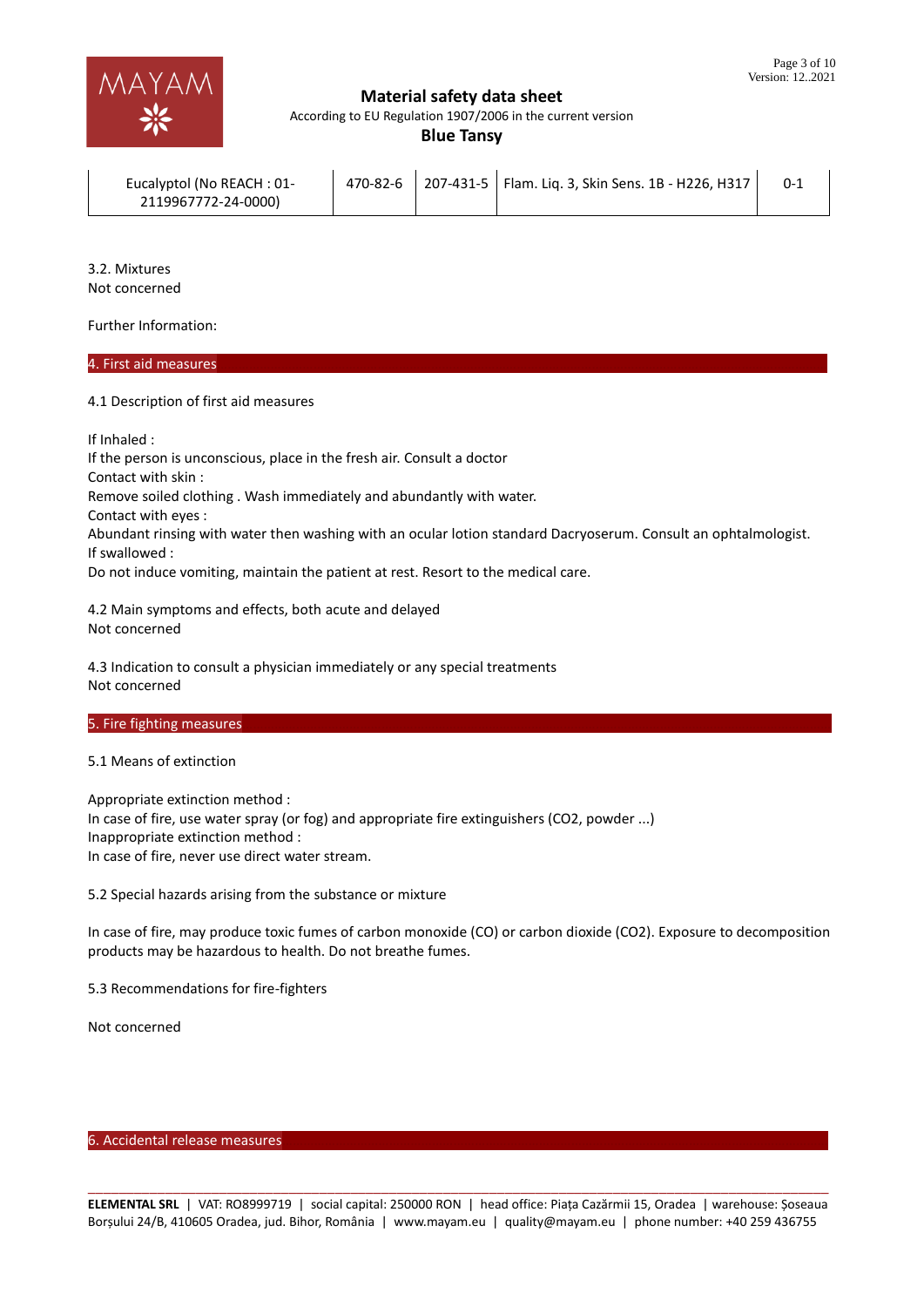| Eucalyptol (No REACH : 01-2119967772-24-0000) | 470-82-6 | 207-431-5 | Flam. Liq. 3, Skin Sens. 1B - H226, H317 | 0-1 |
|---|---|---|---|---|

3.2. Mixtures
Not concerned

Further Information:

## 4. First aid measures

4.1 Description of first aid measures

If Inhaled :
If the person is unconscious, place in the fresh air. Consult a doctor
Contact with skin :
Remove soiled clothing . Wash immediately and abundantly with water.
Contact with eyes :
Abundant rinsing with water then washing with an ocular lotion standard Dacryoserum. Consult an ophtalmologist.
If swallowed :
Do not induce vomiting, maintain the patient at rest. Resort to the medical care.

4.2 Main symptoms and effects, both acute and delayed
Not concerned

4.3 Indication to consult a physician immediately or any special treatments
Not concerned

## 5. Fire fighting measures

5.1 Means of extinction

Appropriate extinction method :
In case of fire, use water spray (or fog) and appropriate fire extinguishers ($CO_2$, powder ...)
Inappropriate extinction method :
In case of fire, never use direct water stream.

5.2 Special hazards arising from the substance or mixture

In case of fire, may produce toxic fumes of carbon monoxide (CO) or carbon dioxide ($CO_2$). Exposure to decomposition products may be hazardous to health. Do not breathe fumes.

5.3 Recommendations for fire-fighters

Not concerned

## 6. Accidental release measures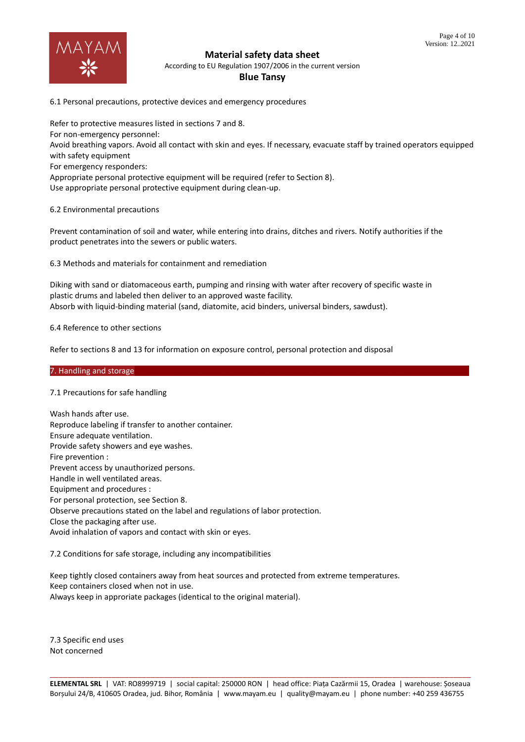### 6.1 Personal precautions, protective devices and emergency procedures

Refer to protective measures listed in sections 7 and 8.
For non-emergency personnel:
Avoid breathing vapors. Avoid all contact with skin and eyes. If necessary, evacuate staff by trained operators equipped with safety equipment
For emergency responders:
Appropriate personal protective equipment will be required (refer to Section 8).
Use appropriate personal protective equipment during clean-up.

### 6.2 Environmental precautions

Prevent contamination of soil and water, while entering into drains, ditches and rivers. Notify authorities if the product penetrates into the sewers or public waters.

### 6.3 Methods and materials for containment and remediation

Diking with sand or diatomaceous earth, pumping and rinsing with water after recovery of specific waste in plastic drums and labeled then deliver to an approved waste facility.
Absorb with liquid-binding material (sand, diatomite, acid binders, universal binders, sawdust).

### 6.4 Reference to other sections

Refer to sections 8 and 13 for information on exposure control, personal protection and disposal

## 7. Handling and storage

### 7.1 Precautions for safe handling

Wash hands after use.
Reproduce labeling if transfer to another container.
Ensure adequate ventilation.
Provide safety showers and eye washes.
Fire prevention :
Prevent access by unauthorized persons.
Handle in well ventilated areas.
Equipment and procedures :
For personal protection, see Section 8.
Observe precautions stated on the label and regulations of labor protection.
Close the packaging after use.
Avoid inhalation of vapors and contact with skin or eyes.

### 7.2 Conditions for safe storage, including any incompatibilities

Keep tightly closed containers away from heat sources and protected from extreme temperatures.
Keep containers closed when not in use.
Always keep in appriate packages (identical to the original material).

### 7.3 Specific end uses

Not concerned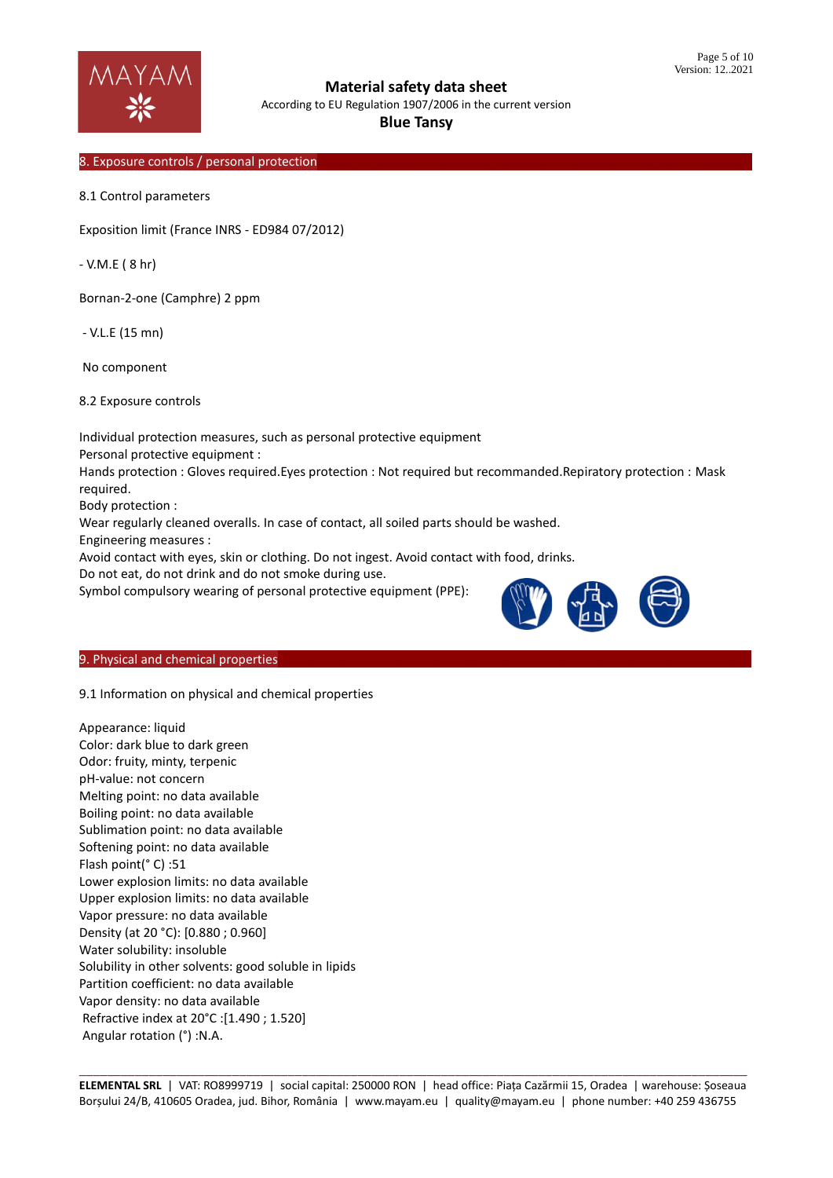## 8. Exposure controls / personal protection

8.1 Control parameters

Exposition limit (France INRS - ED984 07/2012)

- V.M.E ( 8 hr)

Bornan-2-one (Camphre) 2 ppm

- V.L.E (15 mn)

No component

8.2 Exposure controls

Individual protection measures, such as personal protective equipment
Personal protective equipment :
Hands protection : Gloves required.Eyes protection : Not required but recommanded.Repiratory protection : Mask required.
Body protection :
Wear regularly cleaned overalls. In case of contact, all soiled parts should be washed.
Engineering measures :
Avoid contact with eyes, skin or clothing. Do not ingest. Avoid contact with food, drinks.
Do not eat, do not drink and do not smoke during use.
Symbol compulsory wearing of personal protective equipment (PPE):

## 9. Physical and chemical properties

9.1 Information on physical and chemical properties

Appearance: liquid
Color: dark blue to dark green
Odor: fruity, minty, terpenic
pH-value: not concern
Melting point: no data available
Boiling point: no data available
Sublimation point: no data available
Softening point: no data available
Flash point(° C) :51
Lower explosion limits: no data available
Upper explosion limits: no data available
Vapor pressure: no data available
Density (at 20 °C): [0.880 ; 0.960]
Water solubility: insoluble
Solubility in other solvents: good soluble in lipids
Partition coefficient: no data available
Vapor density: no data available
Refractive index at 20°C :[1.490 ; 1.520]
Angular rotation (°) :N.A.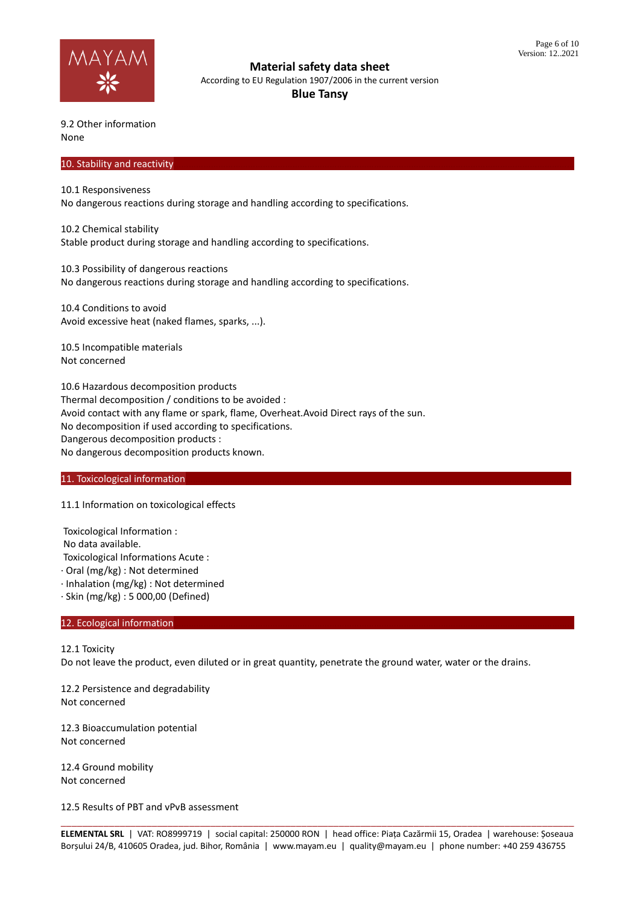9.2 Other information
None

## 10. Stability and reactivity

10.1 Responsiveness
No dangerous reactions during storage and handling according to specifications.

10.2 Chemical stability
Stable product during storage and handling according to specifications.

10.3 Possibility of dangerous reactions
No dangerous reactions during storage and handling according to specifications.

10.4 Conditions to avoid
Avoid excessive heat (naked flames, sparks, ...).

10.5 Incompatible materials
Not concerned

10.6 Hazardous decomposition products
Thermal decomposition / conditions to be avoided :
Avoid contact with any flame or spark, flame, Overheat.Avoid Direct rays of the sun.
No decomposition if used according to specifications.
Dangerous decomposition products :
No dangerous decomposition products known.

## 11. Toxicological information

11.1 Information on toxicological effects

Toxicological Information :
No data available.
Toxicological Informations Acute :
· Oral (mg/kg) : Not determined
· Inhalation (mg/kg) : Not determined
· Skin (mg/kg) : 5 000,00 (Defined)

## 12. Ecological information

12.1 Toxicity
Do not leave the product, even diluted or in great quantity, penetrate the ground water, water or the drains.

12.2 Persistence and degradability
Not concerned

12.3 Bioaccumulation potential
Not concerned

12.4 Ground mobility
Not concerned

12.5 Results of PBT and vPvB assessment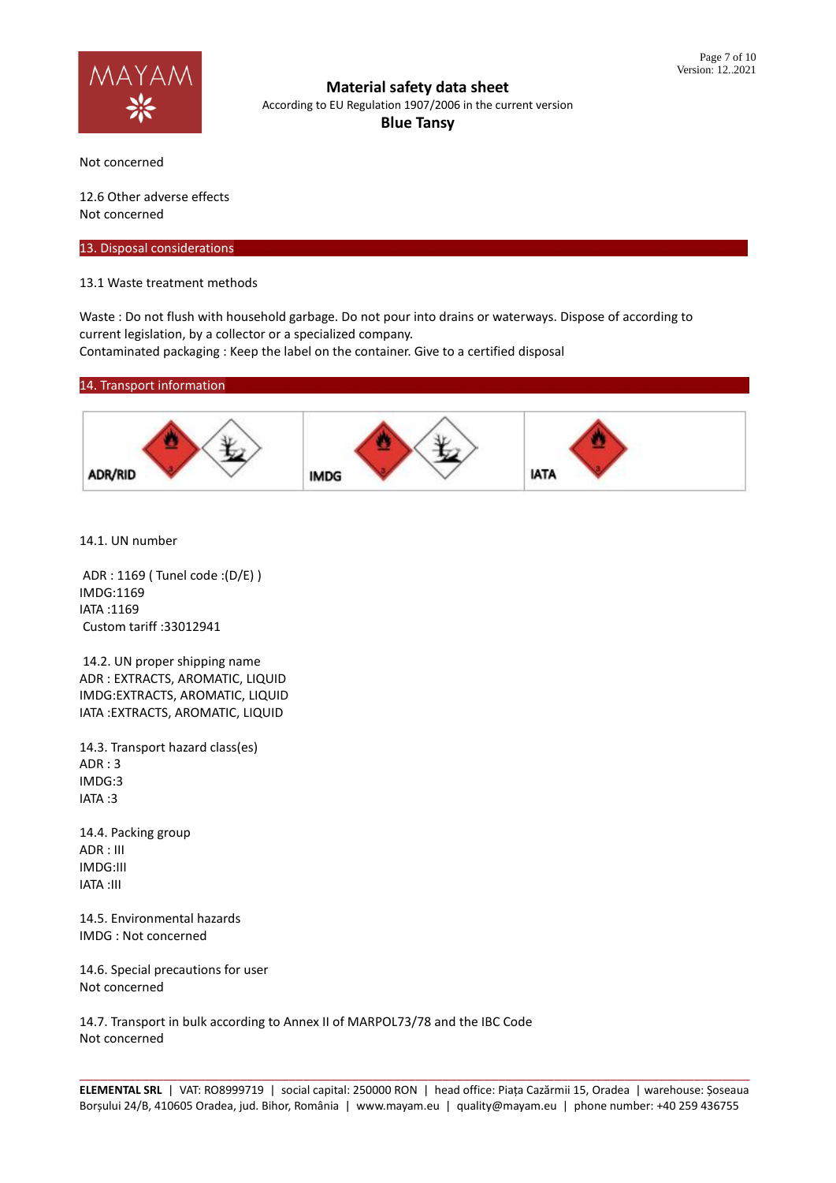Not concerned

12.6 Other adverse effects
Not concerned

## 13. Disposal considerations

13.1 Waste treatment methods

Waste : Do not flush with household garbage. Do not pour into drains or waterways. Dispose of according to current legislation, by a collector or a specialized company.
Contaminated packaging : Keep the label on the container. Give to a certified disposal

## 14. Transport information

| ADR/RID | IMDG | IATA |
|---|---|---|

14.1. UN number

ADR : 1169 ( Tunel code :(D/E) )
IMDG:1169
IATA :1169
Custom tariff :33012941

14.2. UN proper shipping name
ADR : EXTRACTS, AROMATIC, LIQUID
IMDG:EXTRACTS, AROMATIC, LIQUID
IATA :EXTRACTS, AROMATIC, LIQUID

14.3. Transport hazard class(es)
ADR : 3
IMDG:3
IATA :3

14.4. Packing group
ADR : III
IMDG:III
IATA :III

14.5. Environmental hazards
IMDG : Not concerned

14.6. Special precautions for user
Not concerned

14.7. Transport in bulk according to Annex II of MARPOL73/78 and the IBC Code
Not concerned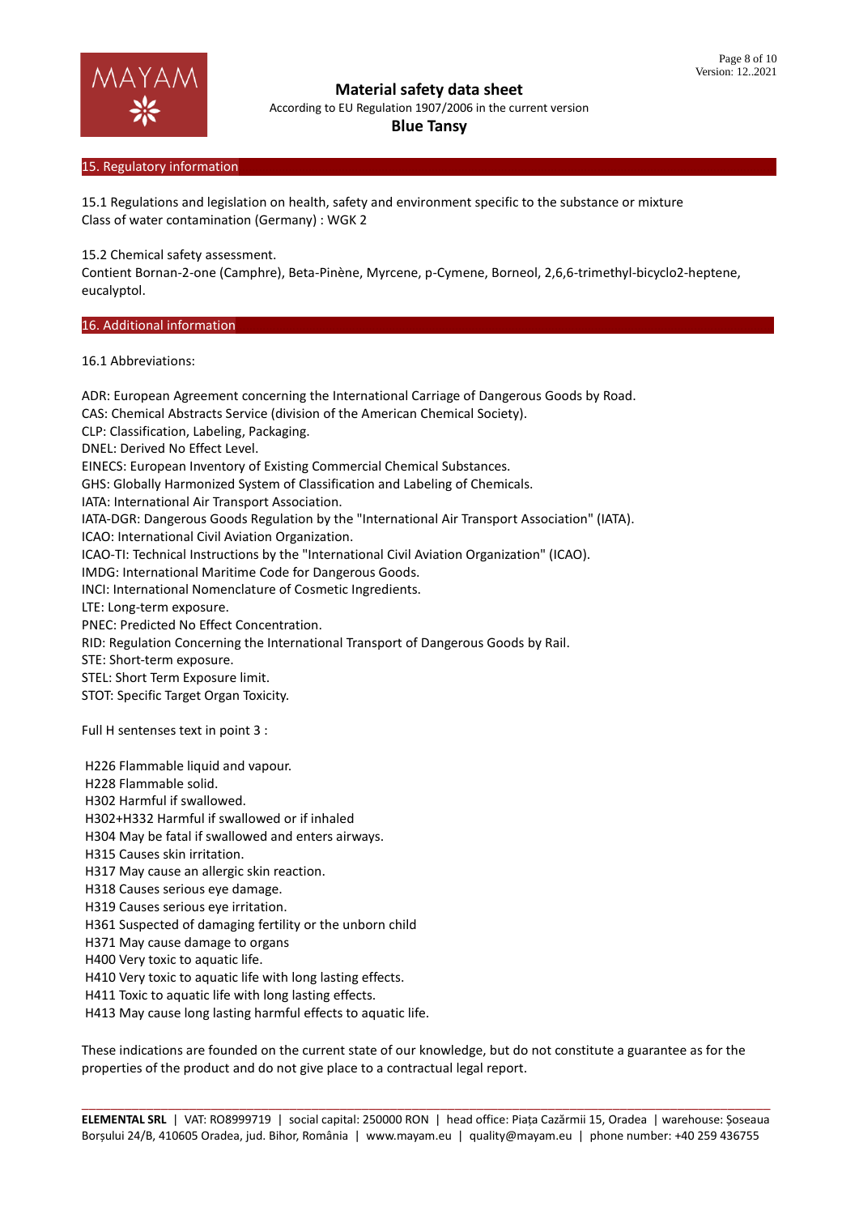## 15. Regulatory information

15.1 Regulations and legislation on health, safety and environment specific to the substance or mixture
Class of water contamination (Germany) : WGK 2

15.2 Chemical safety assessment.
Contient Bornan-2-one (Camphre), Beta-Pinène, Myrcene, p-Cymene, Borneol, 2,6,6-trimethyl-bicyclo2-heptene, eucalyptol.

## 16. Additional information

16.1 Abbreviations:

ADR: European Agreement concerning the International Carriage of Dangerous Goods by Road.
CAS: Chemical Abstracts Service (division of the American Chemical Society).
CLP: Classification, Labeling, Packaging.
DNEL: Derived No Effect Level.
EINECS: European Inventory of Existing Commercial Chemical Substances.
GHS: Globally Harmonized System of Classification and Labeling of Chemicals.
IATA: International Air Transport Association.
IATA-DGR: Dangerous Goods Regulation by the "International Air Transport Association" (IATA).
ICAO: International Civil Aviation Organization.
ICAO-TI: Technical Instructions by the "International Civil Aviation Organization" (ICAO).
IMDG: International Maritime Code for Dangerous Goods.
INCI: International Nomenclature of Cosmetic Ingredients.
LTE: Long-term exposure.
PNEC: Predicted No Effect Concentration.
RID: Regulation Concerning the International Transport of Dangerous Goods by Rail.
STE: Short-term exposure.
STEL: Short Term Exposure limit.
STOT: Specific Target Organ Toxicity.

Full H sentenses text in point 3 :

H226 Flammable liquid and vapour.
H228 Flammable solid.
H302 Harmful if swallowed.
H302+H332 Harmful if swallowed or if inhaled
H304 May be fatal if swallowed and enters airways.
H315 Causes skin irritation.
H317 May cause an allergic skin reaction.
H318 Causes serious eye damage.
H319 Causes serious eye irritation.
H361 Suspected of damaging fertility or the unborn child
H371 May cause damage to organs
H400 Very toxic to aquatic life.
H410 Very toxic to aquatic life with long lasting effects.
H411 Toxic to aquatic life with long lasting effects.
H413 May cause long lasting harmful effects to aquatic life.

These indications are founded on the current state of our knowledge, but do not constitute a guarantee as for the properties of the product and do not give place to a contractual legal report.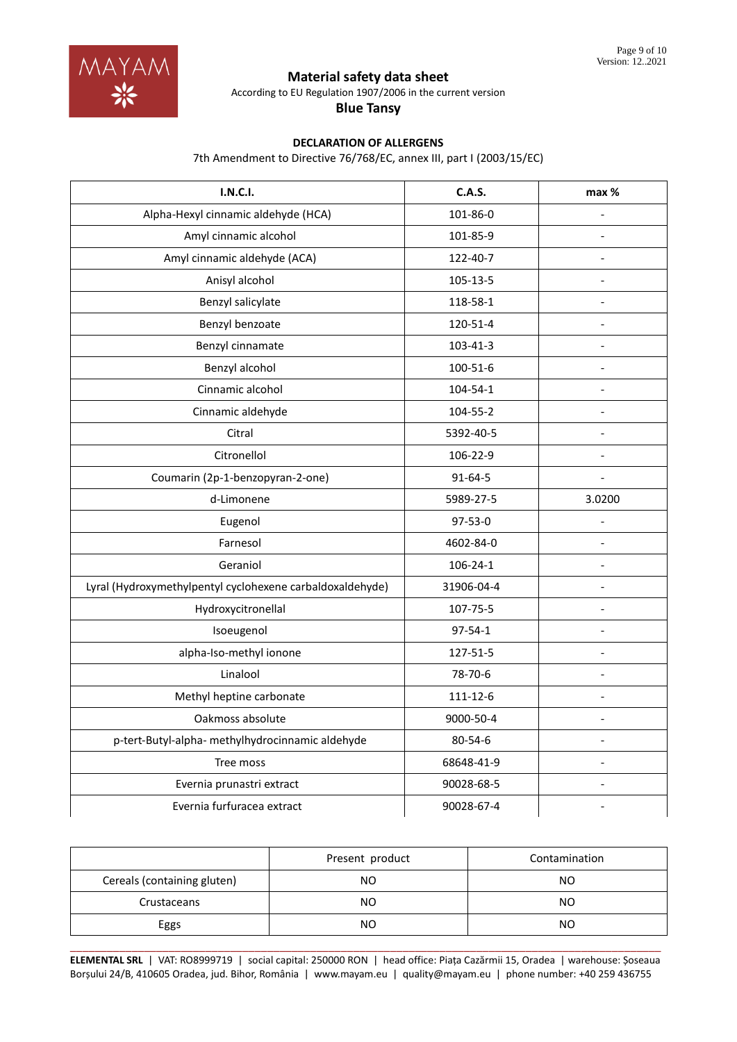# Material safety data sheet

According to EU Regulation 1907/2006 in the current version

**Blue Tansy**

### DECLARATION OF ALLERGENS

7th Amendment to Directive 76/768/EC, annex III, part I (2003/15/EC)

| I.N.C.I. | C.A.S. | max % |
|---|---|---|
| Alpha-Hexyl cinnamic aldehyde (HCA) | 101-86-0 | - |
| Amyl cinnamic alcohol | 101-85-9 | - |
| Amyl cinnamic aldehyde (ACA) | 122-40-7 | - |
| Anisyl alcohol | 105-13-5 | - |
| Benzyl salicylate | 118-58-1 | - |
| Benzyl benzoate | 120-51-4 | - |
| Benzyl cinnamate | 103-41-3 | - |
| Benzyl alcohol | 100-51-6 | - |
| Cinnamic alcohol | 104-54-1 | - |
| Cinnamic aldehyde | 104-55-2 | - |
| Citral | 5392-40-5 | - |
| Citronellol | 106-22-9 | - |
| Coumarin (2p-1-benzopyran-2-one) | 91-64-5 | - |
| d-Limonene | 5989-27-5 | 3.0200 |
| Eugenol | 97-53-0 | - |
| Farnesol | 4602-84-0 | - |
| Geraniol | 106-24-1 | - |
| Lyral (Hydroxymethylpentyl cyclohexene carbaldoxaldehyde) | 31906-04-4 | - |
| Hydroxycitronellal | 107-75-5 | - |
| Isoeugenol | 97-54-1 | - |
| alpha-Iso-methyl ionone | 127-51-5 | - |
| Linalool | 78-70-6 | - |
| Methyl heptine carbonate | 111-12-6 | - |
| Oakmoss absolute | 9000-50-4 | - |
| p-tert-Butyl-alpha- methylhydrocinnamic aldehyde | 80-54-6 | - |
| Tree moss | 68648-41-9 | - |
| Evernia prunastri extract | 90028-68-5 | - |
| Evernia furfuracea extract | 90028-67-4 | - |

| | Present product | Contamination |
|---|---|---|
| Cereals (containing gluten) | NO | NO |
| Crustaceans | NO | NO |
| Eggs | NO | NO |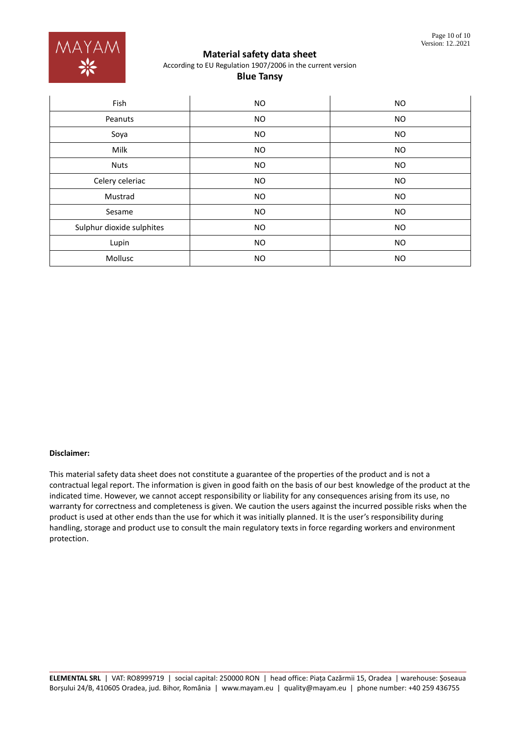| | | |
|---|---|---|
| Fish | NO | NO |
| Peanuts | NO | NO |
| Soya | NO | NO |
| Milk | NO | NO |
| Nuts | NO | NO |
| Celery celeriac | NO | NO |
| Mustrad | NO | NO |
| Sesame | NO | NO |
| Sulphur dioxide sulphites | NO | NO |
| Lupin | NO | NO |
| Mollusc | NO | NO |

**Disclaimer:**

This material safety data sheet does not constitute a guarantee of the properties of the product and is not a contractual legal report. The information is given in good faith on the basis of our best knowledge of the product at the indicated time. However, we cannot accept responsibility or liability for any consequences arising from its use, no warranty for correctness and completeness is given. We caution the users against the incurred possible risks when the product is used at other ends than the use for which it was initially planned. It is the user's responsibility during handling, storage and product use to consult the main regulatory texts in force regarding workers and environment protection.